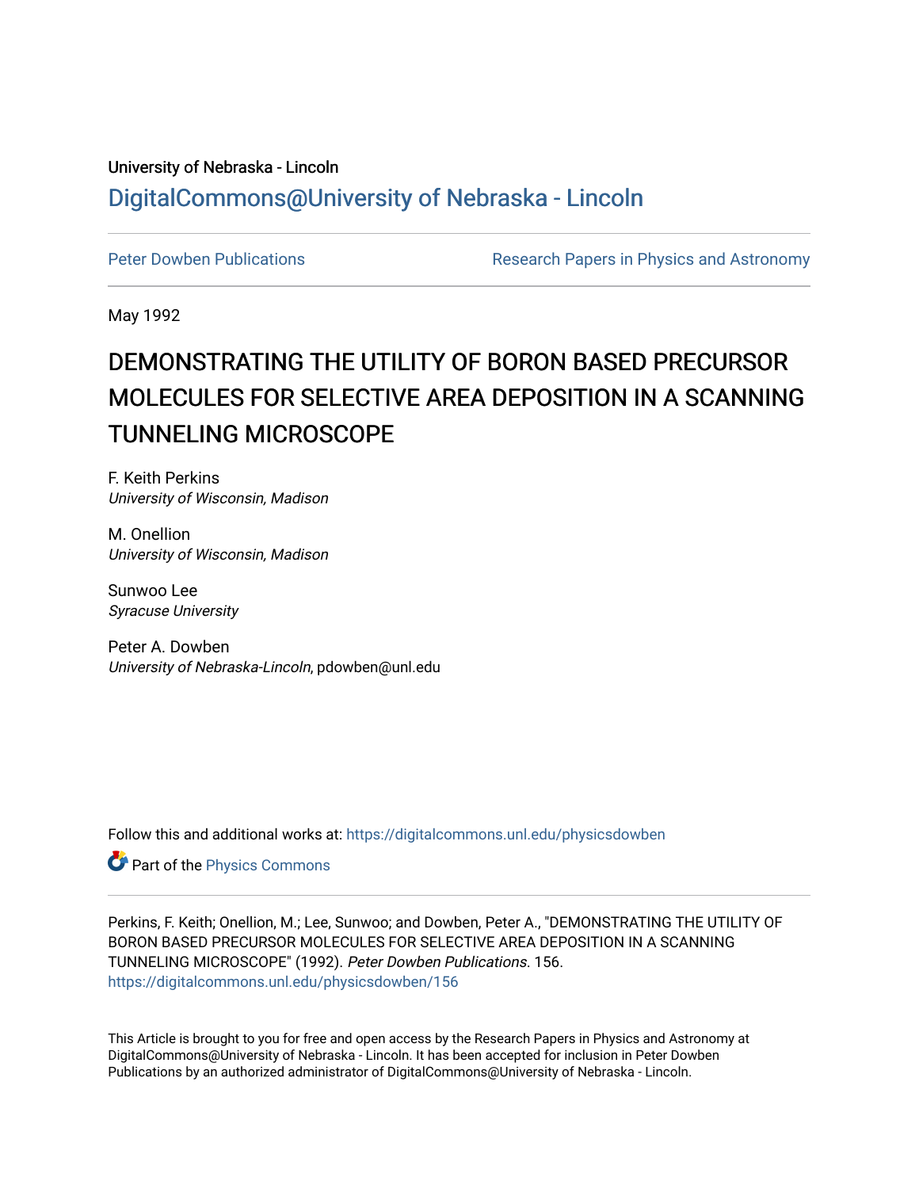University of Nebraska - Lincoln

## DigitalCommons@University of Nebraska - Lincoln

Peter Dowben Publications

Research Papers in Physics and Astronomy

May 1992

# DEMONSTRATING THE UTILITY OF BORON BASED PRECURSOR MOLECULES FOR SELECTIVE AREA DEPOSITION IN A SCANNING TUNNELING MICROSCOPE

F. Keith Perkins
*University of Wisconsin, Madison*

M. Onellion
*University of Wisconsin, Madison*

Sunwoo Lee
*Syracuse University*

Peter A. Dowben
*University of Nebraska-Lincoln*, pdowben@unl.edu

Follow this and additional works at: https://digitalcommons.unl.edu/physicsdowben

Part of the Physics Commons

Perkins, F. Keith; Onellion, M.; Lee, Sunwoo; and Dowben, Peter A., "DEMONSTRATING THE UTILITY OF BORON BASED PRECURSOR MOLECULES FOR SELECTIVE AREA DEPOSITION IN A SCANNING TUNNELING MICROSCOPE" (1992). *Peter Dowben Publications*. 156.
https://digitalcommons.unl.edu/physicsdowben/156

This Article is brought to you for free and open access by the Research Papers in Physics and Astronomy at DigitalCommons@University of Nebraska - Lincoln. It has been accepted for inclusion in Peter Dowben Publications by an authorized administrator of DigitalCommons@University of Nebraska - Lincoln.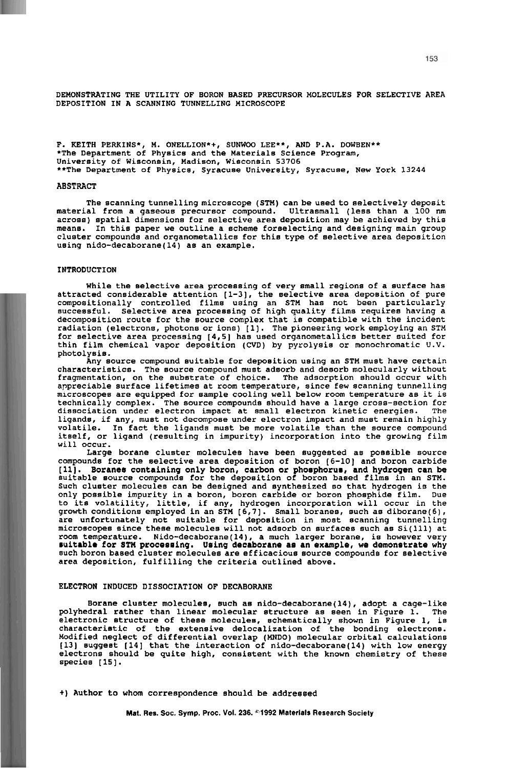DEMONSTRATING THE UTILITY OF BORON BASED PRECURSOR MOLECULES FOR SELECTIVE AREA DEPOSITION IN A SCANNING TUNNELLING MICROSCOPE

F. KEITH PERKINS*, M. ONELLION*+, SUNWOO LEE**, AND P.A. DOWBEN**
*The Department of Physics and the Materials Science Program, University of Wisconsin, Madison, Wisconsin 53706
**The Department of Physics, Syracuse University, Syracuse, New York 13244

## ABSTRACT

The scanning tunnelling microscope (STM) can be used to selectively deposit material from a gaseous precursor compound. Ultrasmall (less than a 100 nm across) spatial dimensions for selective area deposition may be achieved by this means. In this paper we outline a scheme forselecting and designing main group cluster compounds and organometallics for this type of selective area deposition using nido-decaborane(14) as an example.

## INTRODUCTION

While the selective area processing of very small regions of a surface has attracted considerable attention [1-3], the selective area deposition of pure compositionally controlled films using an STM has not been particularly successful. Selective area processing of high quality films requires having a decomposition route for the source complex that is compatible with the incident radiation (electrons, photons or ions) [1]. The pioneering work employing an STM for selective area processing [4,5] has used organometallics better suited for thin film chemical vapor deposition (CVD) by pyrolysis or monochromatic U.V. photolysis.

Any source compound suitable for deposition using an STM must have certain characteristics. The source compound must adsorb and desorb molecularly without fragmentation, on the substrate of choice. The adsorption should occur with appreciable surface lifetimes at room temperature, since few scanning tunnelling microscopes are equipped for sample cooling well below room temperature as it is technically complex. The source compounds should have a large cross-section for dissociation under electron impact at small electron kinetic energies. The ligands, if any, must not decompose under electron impact and must remain highly volatile. In fact the ligands must be more volatile than the source compound itself, or ligand (resulting in impurity) incorporation into the growing film will occur.

Large borane cluster molecules have been suggested as possible source compounds for the selective area deposition of boron [6-10] and boron carbide [11]. Boranes containing only boron, carbon or phosphorus, and hydrogen can be suitable source compounds for the deposition of boron based films in an STM. Such cluster molecules can be designed and synthesized so that hydrogen is the only possible impurity in a boron, boron carbide or boron phosphide film. Due to its volatility, little, if any, hydrogen incorporation will occur in the growth conditions employed in an STM [6,7]. Small boranes, such as diborane(6), are unfortunately not suitable for deposition in most scanning tunnelling microscopes since these molecules will not adsorb on surfaces such as Si(111) at room temperature. Nido-decaborane(14), a much larger borane, is however very suitable for STM processing. Using decaborane as an example, we demonstrate why such boron based cluster molecules are efficacious source compounds for selective area deposition, fulfilling the criteria outlined above.

## ELECTRON INDUCED DISSOCIATION OF DECABORANE

Borane cluster molecules, such as nido-decaborane(14), adopt a cage-like polyhedral rather than linear molecular structure as seen in Figure 1. The electronic structure of these molecules, schematically shown in Figure 1, is characteristic of the extensive delocalization of the bonding electrons. Modified neglect of differential overlap (MNDO) molecular orbital calculations [13] suggest [14] that the interaction of nido-decaborane(14) with low energy electrons should be quite high, consistent with the known chemistry of these species [15].

+) Author to whom correspondence should be addressed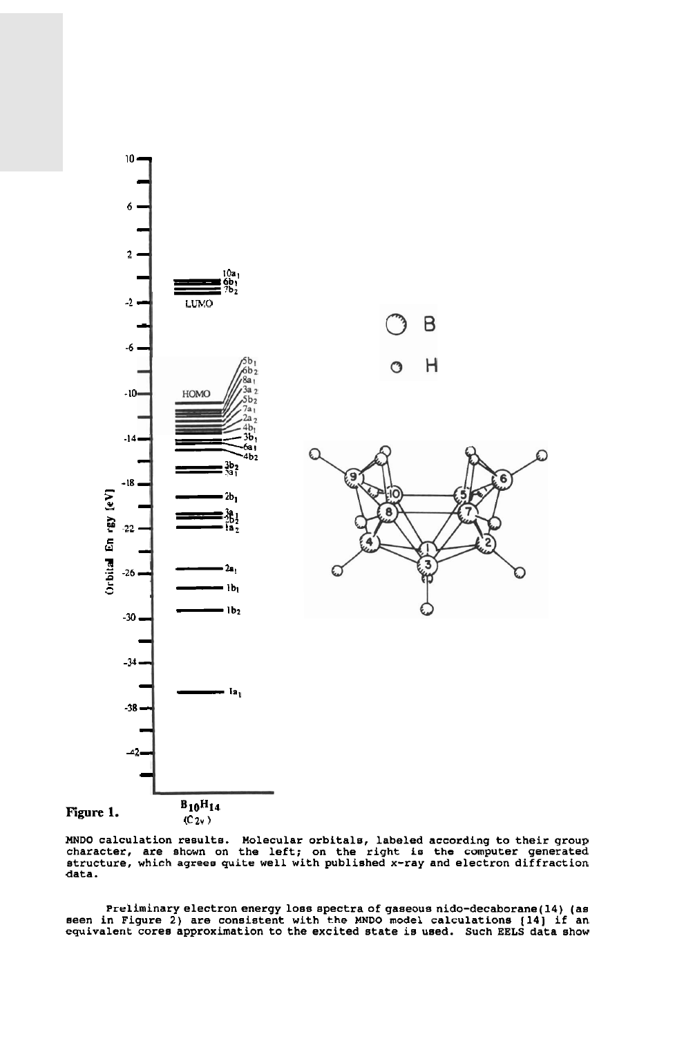**Figure 1.**

MNDO calculation results. Molecular orbitals, labeled according to their group character, are shown on the left; on the right is the computer generated structure, which agrees quite well with published x-ray and electron diffraction data.

Preliminary electron energy loss spectra of gaseous nido-decaborane(14) (as seen in Figure 2) are consistent with the MNDO model calculations [14] if an equivalent cores approximation to the excited state is used. Such EELS data show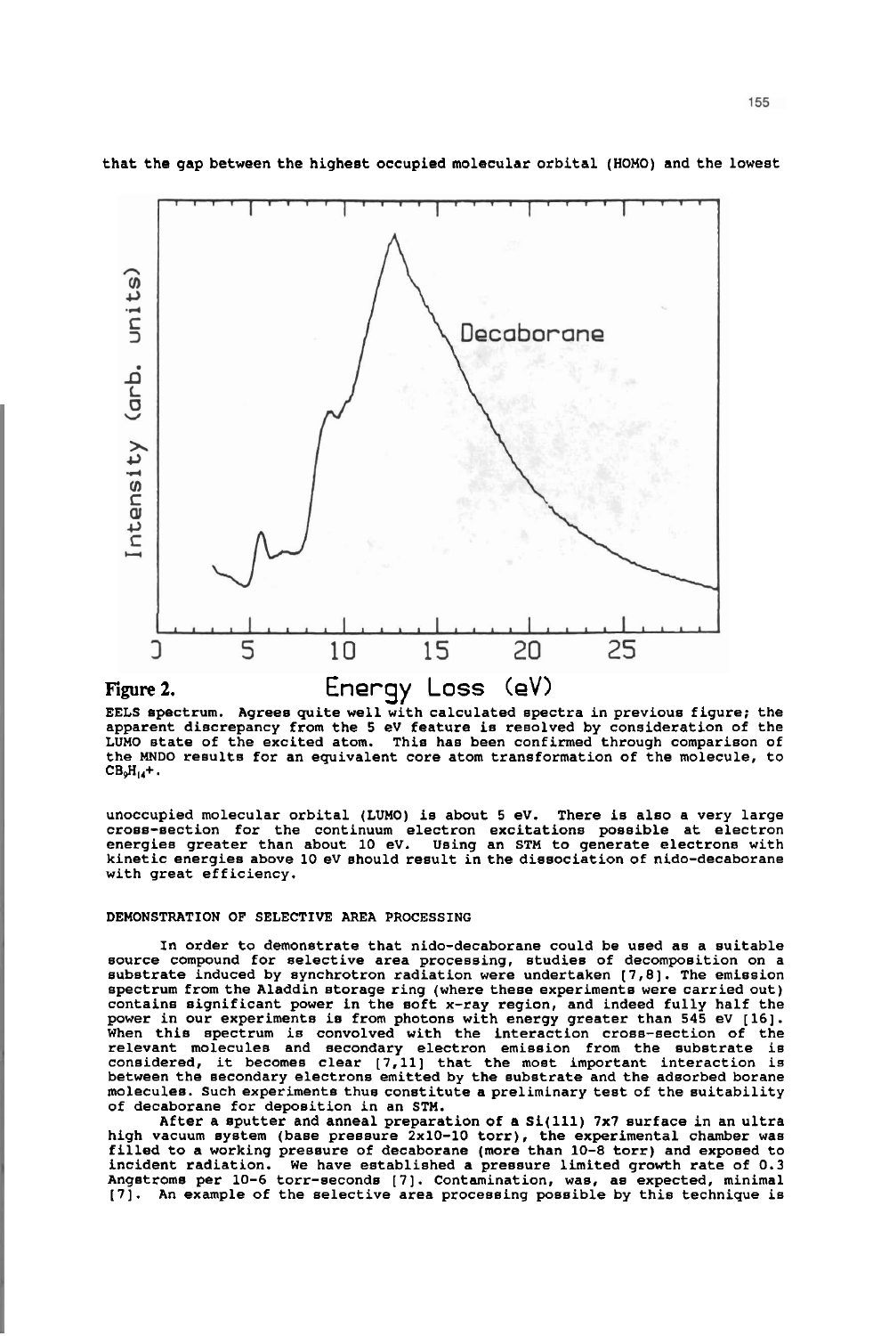that the gap between the highest occupied molecular orbital (HOMO) and the lowest

**Figure 2.** EELS spectrum. Agrees quite well with calculated spectra in previous figure; the apparent discrepancy from the 5 eV feature is resolved by consideration of the LUMO state of the excited atom. This has been confirmed through comparison of the MNDO results for an equivalent core atom transformation of the molecule, to $CB_9H_{14}^+$.

unoccupied molecular orbital (LUMO) is about 5 eV. There is also a very large cross-section for the continuum electron excitations possible at electron energies greater than about 10 eV. Using an STM to generate electrons with kinetic energies above 10 eV should result in the dissociation of nido-decaborane with great efficiency.

## DEMONSTRATION OF SELECTIVE AREA PROCESSING

In order to demonstrate that nido-decaborane could be used as a suitable source compound for selective area processing, studies of decomposition on a substrate induced by synchrotron radiation were undertaken [7,8]. The emission spectrum from the Aladdin storage ring (where these experiments were carried out) contains significant power in the soft x-ray region, and indeed fully half the power in our experiments is from photons with energy greater than 545 eV [16]. When this spectrum is convolved with the interaction cross-section of the relevant molecules and secondary electron emission from the substrate is considered, it becomes clear [7,11] that the most important interaction is between the secondary electrons emitted by the substrate and the adsorbed borane molecules. Such experiments thus constitute a preliminary test of the suitability of decaborane for deposition in an STM.

After a sputter and anneal preparation of a Si(111) 7x7 surface in an ultra high vacuum system (base pressure 2x10-10 torr), the experimental chamber was filled to a working pressure of decaborane (more than 10-8 torr) and exposed to incident radiation. We have established a pressure limited growth rate of 0.3 Angstroms per 10-6 torr-seconds [7]. Contamination, was, as expected, minimal [7]. An example of the selective area processing possible by this technique is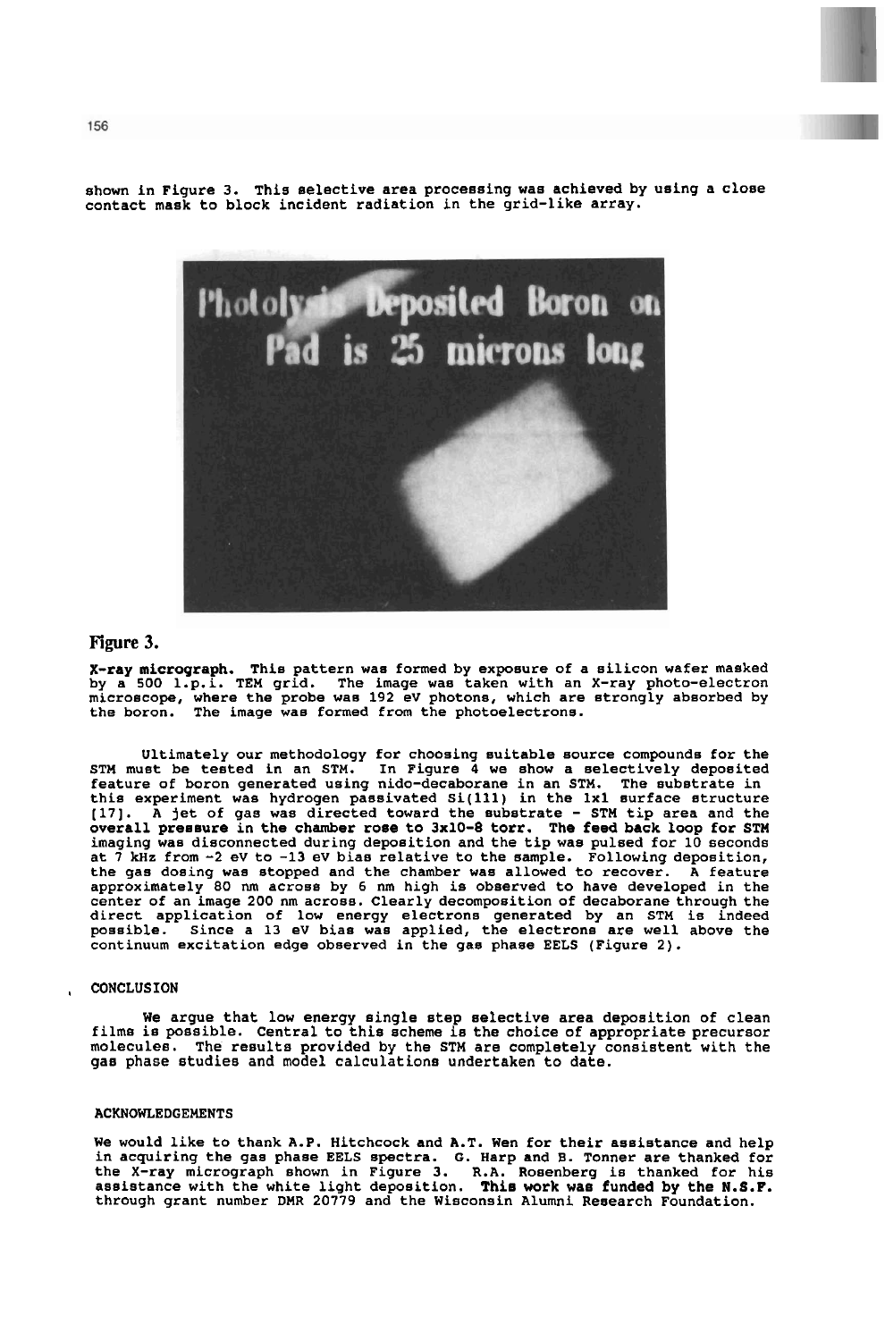shown in Figure 3. This selective area processing was achieved by using a close contact mask to block incident radiation in the grid-like array.

## Figure 3.

**X-ray micrograph.** This pattern was formed by exposure of a silicon wafer masked by a 500 l.p.i. TEM grid. The image was taken with an X-ray photo-electron microscope, where the probe was 192 eV photons, which are strongly absorbed by the boron. The image was formed from the photoelectrons.

Ultimately our methodology for choosing suitable source compounds for the STM must be tested in an STM. In Figure 4 we show a selectively deposited feature of boron generated using nido-decaborane in an STM. The substrate in this experiment was hydrogen passivated Si(111) in the 1x1 surface structure [17]. A jet of gas was directed toward the substrate - STM tip area and the **overall pressure in the chamber rose to 3x10-8 torr. The feed back loop for STM** imaging was disconnected during deposition and the tip was pulsed for 10 seconds at 7 kHz from -2 eV to -13 eV bias relative to the sample. Following deposition, the gas dosing was stopped and the chamber was allowed to recover. A feature approximately 80 nm across by 6 nm high is observed to have developed in the center of an image 200 nm across. Clearly decomposition of decaborane through the direct application of low energy electrons generated by an STM is indeed possible. Since a 13 eV bias was applied, the electrons are well above the continuum excitation edge observed in the gas phase EELS (Figure 2).

## CONCLUSION

We argue that low energy single step selective area deposition of clean films is possible. Central to this scheme is the choice of appropriate precursor molecules. The results provided by the STM are completely consistent with the gas phase studies and model calculations undertaken to date.

## ACKNOWLEDGEMENTS

We would like to thank A.P. Hitchcock and A.T. Wen for their assistance and help in acquiring the gas phase EELS spectra. G. Harp and B. Tonner are thanked for the X-ray micrograph shown in Figure 3. R.A. Rosenberg is thanked for his assistance with the white light deposition. **This work was funded by the N.S.F.** through grant number DMR 20779 and the Wisconsin Alumni Research Foundation.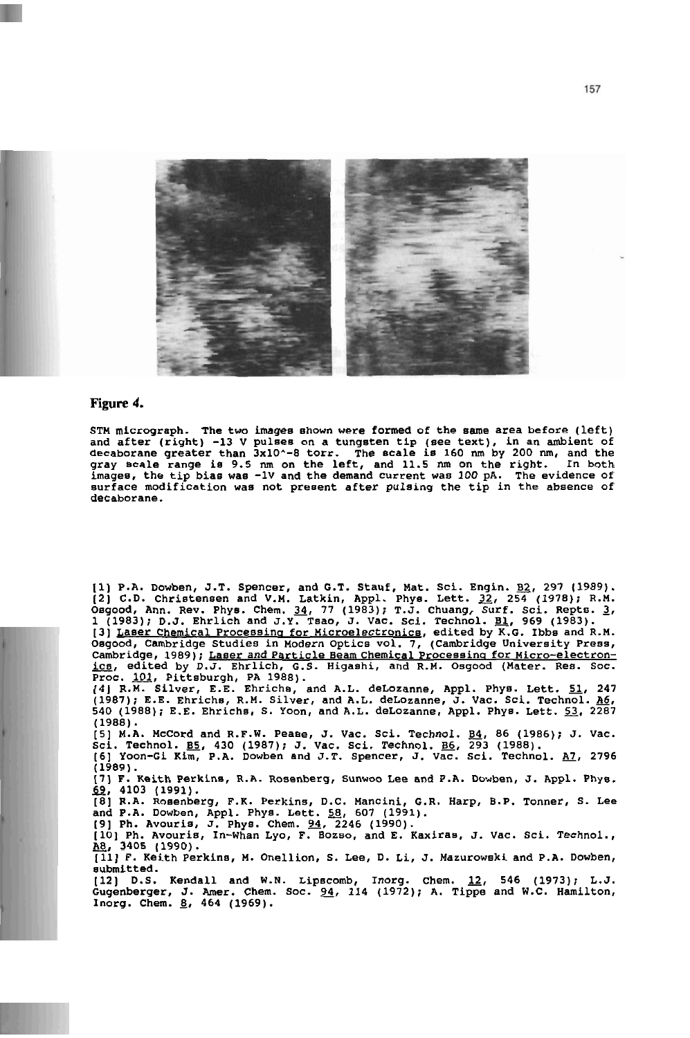**Figure 4.**

STM micrograph. The two images shown were formed of the same area before (left) and after (right) -13 V pulses on a tungsten tip (see text), in an ambient of decaborane greater than $3x10^{-8}$ torr. The scale is 160 nm by 200 nm, and the gray scale range is 9.5 nm on the left, and 11.5 nm on the right. In both images, the tip bias was -1V and the demand current was 100 pA. The evidence of surface modification was not present after pulsing the tip in the absence of decaborane.

[1] P.A. Dowben, J.T. Spencer, and G.T. Stauf, Mat. Sci. Engin. B2, 297 (1989).
[2] C.D. Christensen and V.M. Latkin, Appl. Phys. Lett. 32, 254 (1978); R.M. Osgood, Ann. Rev. Phys. Chem. 34, 77 (1983); T.J. Chuang, Surf. Sci. Repts. 3, 1 (1983); D.J. Ehrlich and J.Y. Tsao, J. Vac. Sci. Technol. B1, 969 (1983).
[3] Laser Chemical Processing for Microelectronics, edited by K.G. Ibbs and R.M. Osgood, Cambridge Studies in Modern Optics vol. 7, (Cambridge University Press, Cambridge, 1989); Laser and Particle Beam Chemical Processing for Micro-electronics, edited by D.J. Ehrlich, G.S. Higashi, and R.M. Osgood (Mater. Res. Soc. Proc. 101, Pittsburgh, PA 1988).
[4] R.M. Silver, E.E. Ehrichs, and A.L. deLozanne, Appl. Phys. Lett. 51, 247 (1987); E.E. Ehrichs, R.M. Silver, and A.L. deLozanne, J. Vac. Sci. Technol. A6, 540 (1988); E.E. Ehrichs, S. Yoon, and A.L. deLozanne, Appl. Phys. Lett. 53, 2287 (1988).
[5] M.A. McCord and R.F.W. Pease, J. Vac. Sci. Technol. B4, 86 (1986); J. Vac. Sci. Technol. B5, 430 (1987); J. Vac. Sci. Technol. B6, 293 (1988).
[6] Yoon-Gi Kim, P.A. Dowben and J.T. Spencer, J. Vac. Sci. Technol. A7, 2796 (1989).
[7] F. Keith Perkins, R.A. Rosenberg, Sunwoo Lee and P.A. Dowben, J. Appl. Phys. 69, 4103 (1991).
[8] R.A. Rosenberg, F.K. Perkins, D.C. Mancini, G.R. Harp, B.P. Tonner, S. Lee and P.A. Dowben, Appl. Phys. Lett. 58, 607 (1991).
[9] Ph. Avouris, J. Phys. Chem. 94, 2246 (1990).
[10] Ph. Avouris, In-Whan Lyo, F. Bozso, and E. Kaxiras, J. Vac. Sci. Technol., A8, 3405 (1990).
[11] F. Keith Perkins, M. Onellion, S. Lee, D. Li, J. Mazurowski and P.A. Dowben, submitted.
[12] D.S. Kendall and W.N. Lipscomb, Inorg. Chem. 12, 546 (1973); L.J. Gugenberger, J. Amer. Chem. Soc. 94, 114 (1972); A. Tippe and W.C. Hamilton, Inorg. Chem. 8, 464 (1969).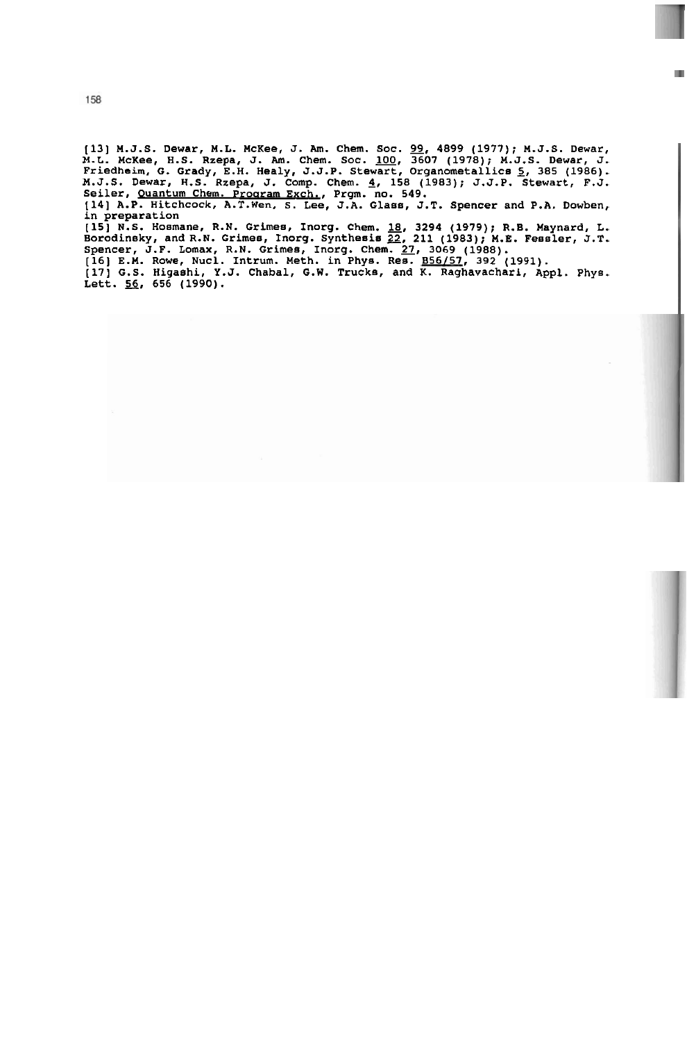[13] M.J.S. Dewar, M.L. McKee, J. Am. Chem. Soc. 99, 4899 (1977); M.J.S. Dewar, M.L. McKee, H.S. Rzepa, J. Am. Chem. Soc. 100, 3607 (1978); M.J.S. Dewar, J. Friedheim, G. Grady, E.H. Healy, J.J.P. Stewart, Organometallics 5, 385 (1986). M.J.S. Dewar, H.S. Rzepa, J. Comp. Chem. 4, 158 (1983); J.J.P. Stewart, F.J. Seiler, Quantum Chem. Program Exch., Prgm. no. 549.

[14] A.P. Hitchcock, A.T.Wen, S. Lee, J.A. Glass, J.T. Spencer and P.A. Dowben, in preparation

[15] N.S. Hosmane, R.N. Grimes, Inorg. Chem. 18, 3294 (1979); R.B. Maynard, L. Borodinsky, and R.N. Grimes, Inorg. Synthesis 22, 211 (1983); M.E. Fessler, J.T. Spencer, J.F. Lomax, R.N. Grimes, Inorg. Chem. 27, 3069 (1988).

[16] E.M. Rowe, Nucl. Intrum. Meth. in Phys. Res. B56/57, 392 (1991).

[17] G.S. Higashi, Y.J. Chabal, G.W. Trucks, and K. Raghavachari, Appl. Phys. Lett. 56, 656 (1990).